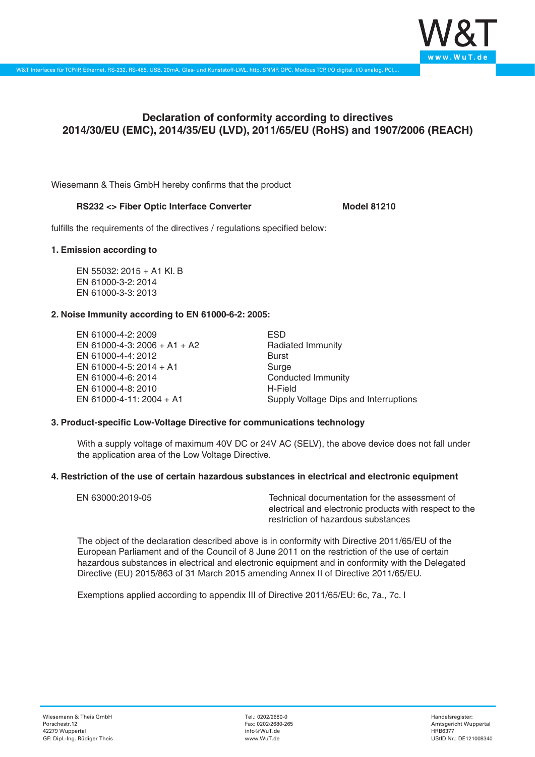# Declaration of conformity according to directives 2014/30/EU (EMC), 2014/35/EU (LVD), 2011/65/EU (RoHS) and 1907/2006 (REACH)

Wiesemann & Theis GmbH hereby confirms that the product

**RS232 <> Fiber Optic Interface Converter** **Model 81210**

fulfills the requirements of the directives / regulations specified below:

### 1. Emission according to

EN 55032: 2015 + A1 Kl. B
EN 61000-3-2: 2014
EN 61000-3-3: 2013

### 2. Noise Immunity according to EN 61000-6-2: 2005:

| | |
|---|---|
| EN 61000-4-2: 2009 | ESD |
| EN 61000-4-3: 2006 + A1 + A2 | Radiated Immunity |
| EN 61000-4-4: 2012 | Burst |
| EN 61000-4-5: 2014 + A1 | Surge |
| EN 61000-4-6: 2014 | Conducted Immunity |
| EN 61000-4-8: 2010 | H-Field |
| EN 61000-4-11: 2004 + A1 | Supply Voltage Dips and Interruptions |

### 3. Product-specific Low-Voltage Directive for communications technology

With a supply voltage of maximum 40V DC or 24V AC (SELV), the above device does not fall under the application area of the Low Voltage Directive.

### 4. Restriction of the use of certain hazardous substances in electrical and electronic equipment

| | |
|---|---|
| EN 63000:2019-05 | Technical documentation for the assessment of electrical and electronic products with respect to the restriction of hazardous substances |

The object of the declaration described above is in conformity with Directive 2011/65/EU of the European Parliament and of the Council of 8 June 2011 on the restriction of the use of certain hazardous substances in electrical and electronic equipment and in conformity with the Delegated Directive (EU) 2015/863 of 31 March 2015 amending Annex II of Directive 2011/65/EU.

Exemptions applied according to appendix III of Directive 2011/65/EU: 6c, 7a., 7c. I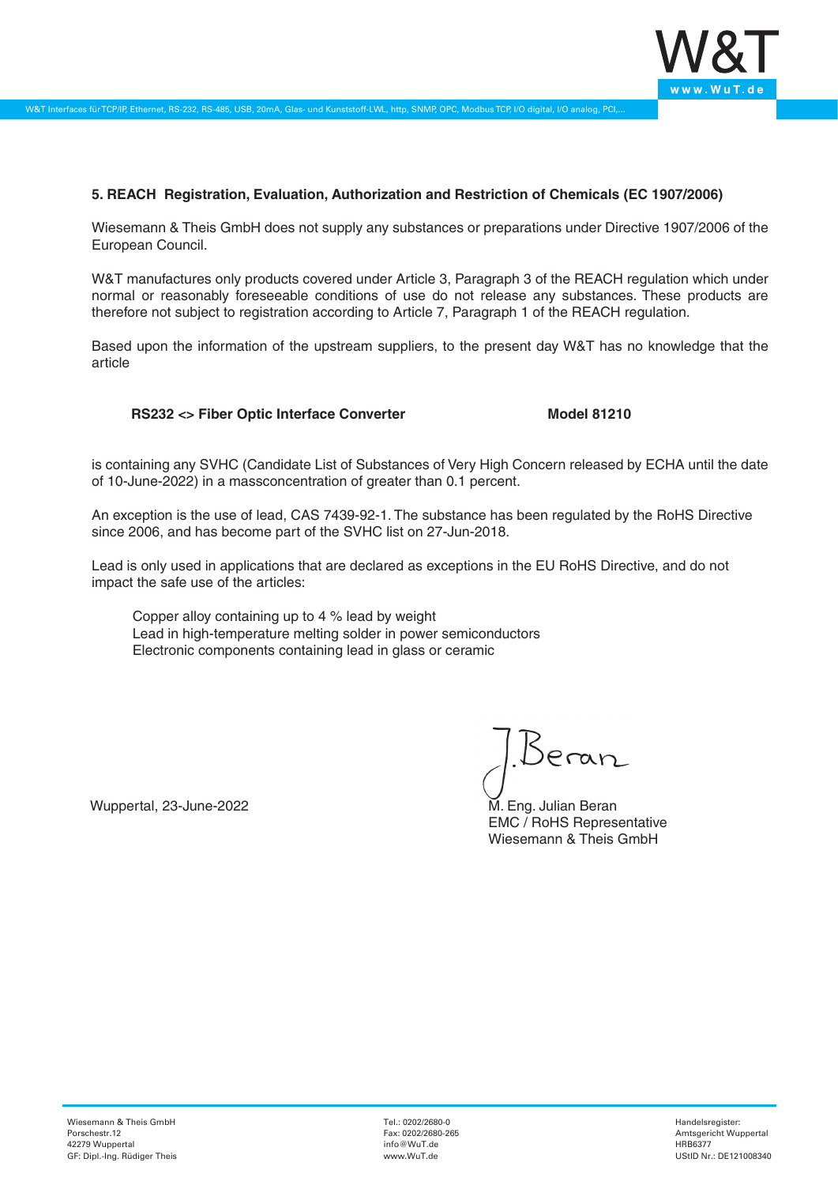## 5. REACH Registration, Evaluation, Authorization and Restriction of Chemicals (EC 1907/2006)

Wiesemann & Theis GmbH does not supply any substances or preparations under Directive 1907/2006 of the European Council.

W&T manufactures only products covered under Article 3, Paragraph 3 of the REACH regulation which under normal or reasonably foreseeable conditions of use do not release any substances. These products are therefore not subject to registration according to Article 7, Paragraph 1 of the REACH regulation.

Based upon the information of the upstream suppliers, to the present day W&T has no knowledge that the article

**RS232 <> Fiber Optic Interface Converter** **Model 81210**

is containing any SVHC (Candidate List of Substances of Very High Concern released by ECHA until the date of 10-June-2022) in a massconcentration of greater than 0.1 percent.

An exception is the use of lead, CAS 7439-92-1. The substance has been regulated by the RoHS Directive since 2006, and has become part of the SVHC list on 27-Jun-2018.

Lead is only used in applications that are declared as exceptions in the EU RoHS Directive, and do not impact the safe use of the articles:

Copper alloy containing up to 4 % lead by weight
Lead in high-temperature melting solder in power semiconductors
Electronic components containing lead in glass or ceramic

Wuppertal, 23-June-2022

J. Beran

M. Eng. Julian Beran
EMC / RoHS Representative
Wiesemann & Theis GmbH